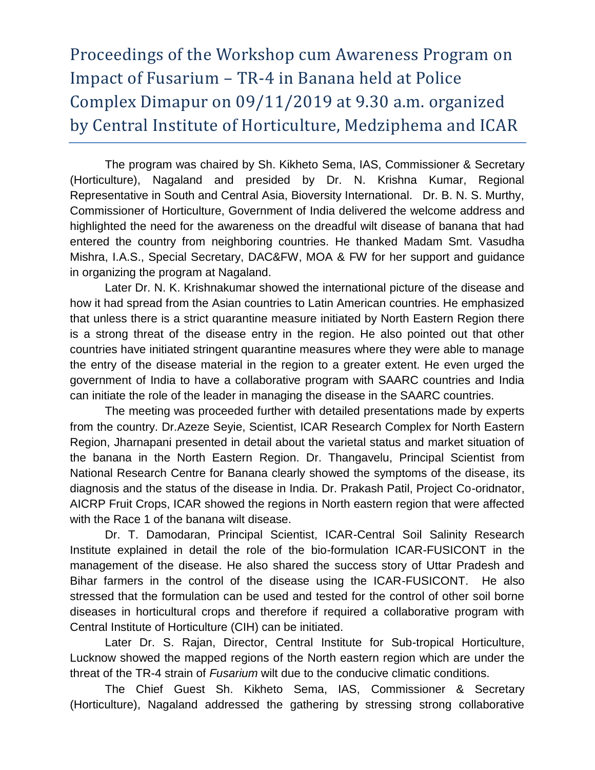# Proceedings of the Workshop cum Awareness Program on Impact of Fusarium – TR-4 in Banana held at Police Complex Dimapur on 09/11/2019 at 9.30 a.m. organized by Central Institute of Horticulture, Medziphema and ICAR

The program was chaired by Sh. Kikheto Sema, IAS, Commissioner & Secretary (Horticulture), Nagaland and presided by Dr. N. Krishna Kumar, Regional Representative in South and Central Asia, Bioversity International. Dr. B. N. S. Murthy, Commissioner of Horticulture, Government of India delivered the welcome address and highlighted the need for the awareness on the dreadful wilt disease of banana that had entered the country from neighboring countries. He thanked Madam Smt. Vasudha Mishra, I.A.S., Special Secretary, DAC&FW, MOA & FW for her support and guidance in organizing the program at Nagaland.

Later Dr. N. K. Krishnakumar showed the international picture of the disease and how it had spread from the Asian countries to Latin American countries. He emphasized that unless there is a strict quarantine measure initiated by North Eastern Region there is a strong threat of the disease entry in the region. He also pointed out that other countries have initiated stringent quarantine measures where they were able to manage the entry of the disease material in the region to a greater extent. He even urged the government of India to have a collaborative program with SAARC countries and India can initiate the role of the leader in managing the disease in the SAARC countries.

The meeting was proceeded further with detailed presentations made by experts from the country. Dr.Azeze Seyie, Scientist, ICAR Research Complex for North Eastern Region, Jharnapani presented in detail about the varietal status and market situation of the banana in the North Eastern Region. Dr. Thangavelu, Principal Scientist from National Research Centre for Banana clearly showed the symptoms of the disease, its diagnosis and the status of the disease in India. Dr. Prakash Patil, Project Co-oridnator, AICRP Fruit Crops, ICAR showed the regions in North eastern region that were affected with the Race 1 of the banana wilt disease.

Dr. T. Damodaran, Principal Scientist, ICAR-Central Soil Salinity Research Institute explained in detail the role of the bio-formulation ICAR-FUSICONT in the management of the disease. He also shared the success story of Uttar Pradesh and Bihar farmers in the control of the disease using the ICAR-FUSICONT. He also stressed that the formulation can be used and tested for the control of other soil borne diseases in horticultural crops and therefore if required a collaborative program with Central Institute of Horticulture (CIH) can be initiated.

Later Dr. S. Rajan, Director, Central Institute for Sub-tropical Horticulture, Lucknow showed the mapped regions of the North eastern region which are under the threat of the TR-4 strain of *Fusarium* wilt due to the conducive climatic conditions.

The Chief Guest Sh. Kikheto Sema, IAS, Commissioner & Secretary (Horticulture), Nagaland addressed the gathering by stressing strong collaborative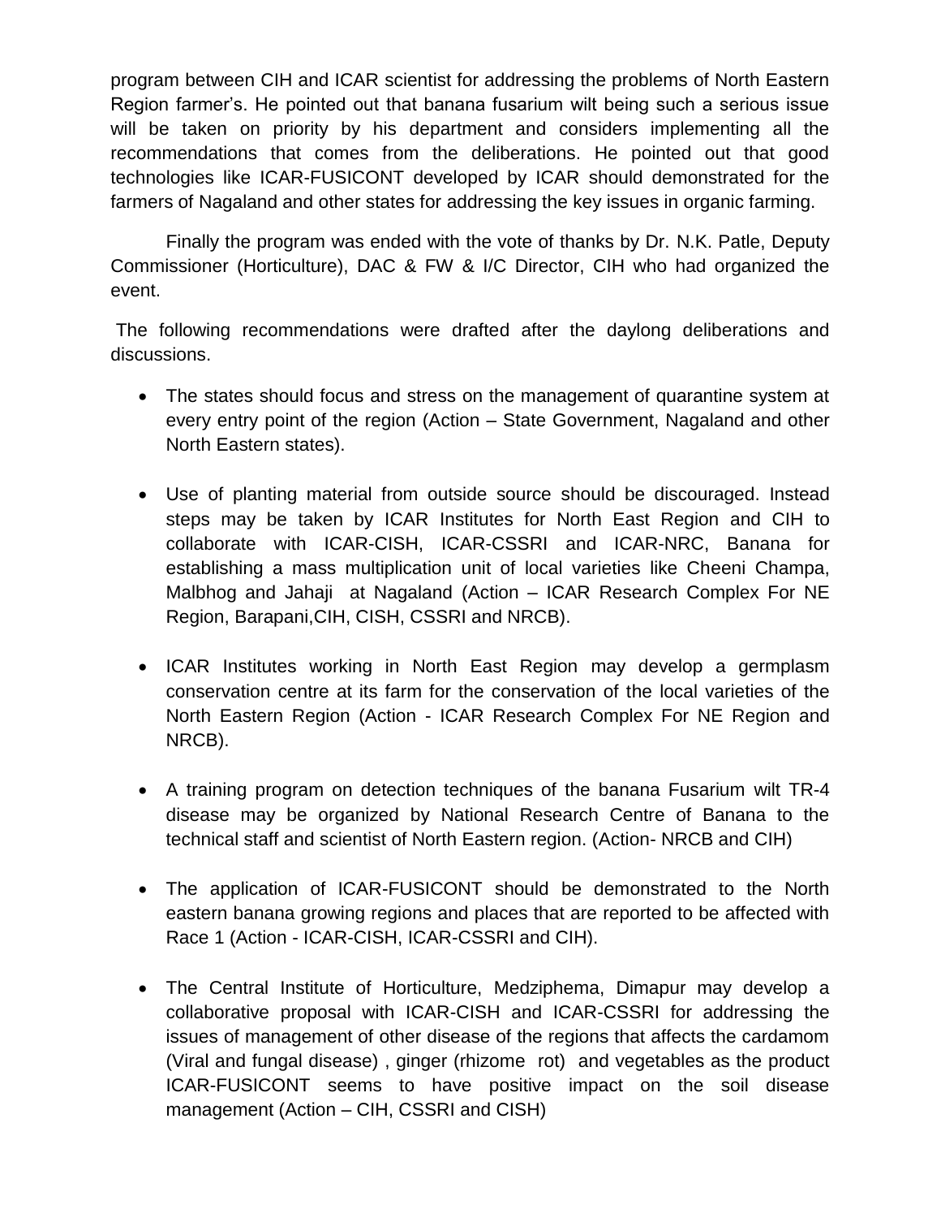program between CIH and ICAR scientist for addressing the problems of North Eastern Region farmer's. He pointed out that banana fusarium wilt being such a serious issue will be taken on priority by his department and considers implementing all the recommendations that comes from the deliberations. He pointed out that good technologies like ICAR-FUSICONT developed by ICAR should demonstrated for the farmers of Nagaland and other states for addressing the key issues in organic farming.

Finally the program was ended with the vote of thanks by Dr. N.K. Patle, Deputy Commissioner (Horticulture), DAC & FW & I/C Director, CIH who had organized the event.

The following recommendations were drafted after the daylong deliberations and discussions.

- The states should focus and stress on the management of quarantine system at every entry point of the region (Action – State Government, Nagaland and other North Eastern states).

- Use of planting material from outside source should be discouraged. Instead steps may be taken by ICAR Institutes for North East Region and CIH to collaborate with ICAR-CISH, ICAR-CSSRI and ICAR-NRC, Banana for establishing a mass multiplication unit of local varieties like Cheeni Champa, Malbhog and Jahaji at Nagaland (Action – ICAR Research Complex For NE Region, Barapani,CIH, CISH, CSSRI and NRCB).

- ICAR Institutes working in North East Region may develop a germplasm conservation centre at its farm for the conservation of the local varieties of the North Eastern Region (Action - ICAR Research Complex For NE Region and NRCB).

- A training program on detection techniques of the banana Fusarium wilt TR-4 disease may be organized by National Research Centre of Banana to the technical staff and scientist of North Eastern region. (Action- NRCB and CIH)

- The application of ICAR-FUSICONT should be demonstrated to the North eastern banana growing regions and places that are reported to be affected with Race 1 (Action - ICAR-CISH, ICAR-CSSRI and CIH).

- The Central Institute of Horticulture, Medziphema, Dimapur may develop a collaborative proposal with ICAR-CISH and ICAR-CSSRI for addressing the issues of management of other disease of the regions that affects the cardamom (Viral and fungal disease) , ginger (rhizome rot) and vegetables as the product ICAR-FUSICONT seems to have positive impact on the soil disease management (Action – CIH, CSSRI and CISH)